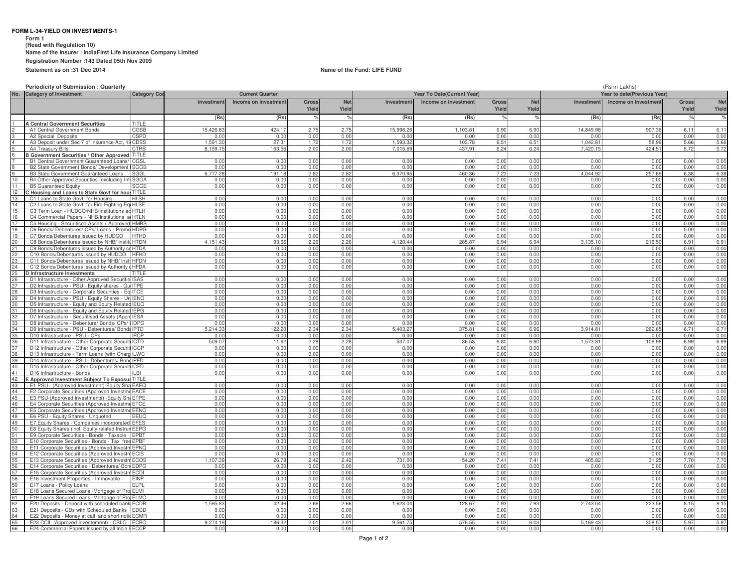**FORM L-34-YIELD ON INVESTMENTS-1**

**Form 1**

**(Read with Regulation 10)**

**Name of the Insurer : IndiaFirst Life Insurance Company Limited**

**Registration Number :143 Dated 05th Nov 2009**

**Statement as on :31 Dec 2014**

**Name of the Fund: LIFE FUND**

**Periodicity of Submission : Quarterly**

(Rs in Lakhs)

| No. | Category of Investment | Category Code | Current Quarter | | | | Year To Date(Current Year) | | | | Year to date(Previous Year) | | | |
|---|---|---|---|---|---|---|---|---|---|---|---|---|---|---|
| | | | Investment | Income on Investment | Gross Yield | Net Yield | Investment | Income on Investment | Gross Yield | Net Yield | Investment | Income on Investment | Gross Yield | Net Yield |
| | | | (Rs) | (Rs) | % | % | (Rs) | (Rs) | % | % | (Rs) | (Rs) | % | % |
| 1 | A Central Government Securities | TITLE | | | | | | | | | | | | |
| 2 | A1 Central Government Bonds | CGSB | 15,426.83 | 424.17 | 2.75 | 2.75 | 15,998.26 | 1,103.81 | 6.90 | 6.90 | 14,849.98 | 907.36 | 6.11 | 6.11 |
| 3 | A2 Special Deposits | CSPD | 0.00 | 0.00 | 0.00 | 0.00 | 0.00 | 0.00 | 0.00 | 0.00 | 0.00 | 0.00 | 0.00 | 0.00 |
| 4 | A3 Deposit under Sec 7 of Insurance Act, 19 | CDSS | 1,591.30 | 27.31 | 1.72 | 1.72 | 1,593.32 | 103.78 | 6.51 | 6.51 | 1,042.81 | 58.99 | 5.66 | 5.66 |
| 5 | A4 Treasury Bills | CTRB | 8,159.15 | 163.56 | 2.00 | 2.00 | 7,015.69 | 437.91 | 6.24 | 6.24 | 7,420.15 | 424.51 | 5.72 | 5.72 |
| 6 | B Government Securities / Other Approved | TITLE | | | | | | | | | | | | |
| 7 | B1 Central Government Guaranteed Loans/ | CGSL | 0.00 | 0.00 | 0.00 | 0.00 | 0.00 | 0.00 | 0.00 | 0.00 | 0.00 | 0.00 | 0.00 | 0.00 |
| 8 | B2 State Government Bonds/ Development | SGGB | 0.00 | 0.00 | 0.00 | 0.00 | 0.00 | 0.00 | 0.00 | 0.00 | 0.00 | 0.00 | 0.00 | 0.00 |
| 9 | B3 State Government Guaranteed Loans | SGGL | 6,777.28 | 191.18 | 2.82 | 2.82 | 6,370.95 | 460.36 | 7.23 | 7.23 | 4,044.92 | 257.89 | 6.38 | 6.38 |
| 10 | B4 Other Approved Securities (excluding Infr | SGOA | 0.00 | 0.00 | 0.00 | 0.00 | 0.00 | 0.00 | 0.00 | 0.00 | 0.00 | 0.00 | 0.00 | 0.00 |
| 11 | B5 Guaranteed Equity | SGGE | 0.00 | 0.00 | 0.00 | 0.00 | 0.00 | 0.00 | 0.00 | 0.00 | 0.00 | 0.00 | 0.00 | 0.00 |
| 12 | C Housing and Loans to State Govt for hous | TITLE | | | | | | | | | | | | |
| 13 | C1 Loans to State Govt. for Housing | HLSH | 0.00 | 0.00 | 0.00 | 0.00 | 0.00 | 0.00 | 0.00 | 0.00 | 0.00 | 0.00 | 0.00 | 0.00 |
| 14 | C2 Loans to State Govt. for Fire Fighting Eq | HLSF | 0.00 | 0.00 | 0.00 | 0.00 | 0.00 | 0.00 | 0.00 | 0.00 | 0.00 | 0.00 | 0.00 | 0.00 |
| 15 | C3 Term Loan - HUDCO/NHB/Institutions ac | HTLH | 0.00 | 0.00 | 0.00 | 0.00 | 0.00 | 0.00 | 0.00 | 0.00 | 0.00 | 0.00 | 0.00 | 0.00 |
| 16 | C4 Commercial Papers - NHB/Institutions a | HTLN | 0.00 | 0.00 | 0.00 | 0.00 | 0.00 | 0.00 | 0.00 | 0.00 | 0.00 | 0.00 | 0.00 | 0.00 |
| 17 | C5 Housing - Securitised Assets ( Approved | HMBS | 0.00 | 0.00 | 0.00 | 0.00 | 0.00 | 0.00 | 0.00 | 0.00 | 0.00 | 0.00 | 0.00 | 0.00 |
| 18 | C6 Bonds/ Debentures/ CPs/ Loans - Promo | HDPG | 0.00 | 0.00 | 0.00 | 0.00 | 0.00 | 0.00 | 0.00 | 0.00 | 0.00 | 0.00 | 0.00 | 0.00 |
| 19 | C7 Bonds/Debentures issued by HUDCO | HTHD | 0.00 | 0.00 | 0.00 | 0.00 | 0.00 | 0.00 | 0.00 | 0.00 | 0.00 | 0.00 | 0.00 | 0.00 |
| 20 | C8 Bonds/Debentures issued by NHB/ Institu | HTDN | 4,151.43 | 93.66 | 2.26 | 2.26 | 4,120.44 | 285.87 | 6.94 | 6.94 | 3,135.10 | 216.50 | 6.91 | 6.91 |
| 21 | C9 Bonds/Debentures issued by Authority co | HTDA | 0.00 | 0.00 | 0.00 | 0.00 | 0.00 | 0.00 | 0.00 | 0.00 | 0.00 | 0.00 | 0.00 | 0.00 |
| 22 | C10 Bonds/Debentures issued by HUDCO | HFHD | 0.00 | 0.00 | 0.00 | 0.00 | 0.00 | 0.00 | 0.00 | 0.00 | 0.00 | 0.00 | 0.00 | 0.00 |
| 23 | C11 Bonds/Debentures issued by NHB/ Insti | HFDN | 0.00 | 0.00 | 0.00 | 0.00 | 0.00 | 0.00 | 0.00 | 0.00 | 0.00 | 0.00 | 0.00 | 0.00 |
| 24 | C12 Bonds/Debentures issued by Authority c | HFDA | 0.00 | 0.00 | 0.00 | 0.00 | 0.00 | 0.00 | 0.00 | 0.00 | 0.00 | 0.00 | 0.00 | 0.00 |
| 25 | D Infrastructure Investments | TITLE | | | | | | | | | | | | |
| 26 | D1 Infrastructure - Other Approved Securitie | ISAS | 0.00 | 0.00 | 0.00 | 0.00 | 0.00 | 0.00 | 0.00 | 0.00 | 0.00 | 0.00 | 0.00 | 0.00 |
| 27 | D2 Infrastructure - PSU - Equity shares - Qu | ITPE | 0.00 | 0.00 | 0.00 | 0.00 | 0.00 | 0.00 | 0.00 | 0.00 | 0.00 | 0.00 | 0.00 | 0.00 |
| 28 | D3 Infrastructure - Corporate Securities - Eq | ITCE | 0.00 | 0.00 | 0.00 | 0.00 | 0.00 | 0.00 | 0.00 | 0.00 | 0.00 | 0.00 | 0.00 | 0.00 |
| 29 | D4 Infrastructure - PSU - Equity Shares - Un | IENQ | 0.00 | 0.00 | 0.00 | 0.00 | 0.00 | 0.00 | 0.00 | 0.00 | 0.00 | 0.00 | 0.00 | 0.00 |
| 30 | D5 Infrastructure - Equity and Equity Related | IEUQ | 0.00 | 0.00 | 0.00 | 0.00 | 0.00 | 0.00 | 0.00 | 0.00 | 0.00 | 0.00 | 0.00 | 0.00 |
| 31 | D6 Infrastructure - Equity and Equity Related | IEPG | 0.00 | 0.00 | 0.00 | 0.00 | 0.00 | 0.00 | 0.00 | 0.00 | 0.00 | 0.00 | 0.00 | 0.00 |
| 32 | D7 Infrastructure - Securitised Assets (Appro | IESA | 0.00 | 0.00 | 0.00 | 0.00 | 0.00 | 0.00 | 0.00 | 0.00 | 0.00 | 0.00 | 0.00 | 0.00 |
| 33 | D8 Infrastructure - Debenture/ Bonds/ CPs/ l | IDPG | 0.00 | 0.00 | 0.00 | 0.00 | 0.00 | 0.00 | 0.00 | 0.00 | 0.00 | 0.00 | 0.00 | 0.00 |
| 34 | D9 Infrastructure - PSU - Debentures/ Bonds | IPTD | 5,214.33 | 122.20 | 2.34 | 2.34 | 5,403.27 | 375.81 | 6.96 | 6.96 | 3,914.81 | 262.65 | 6.71 | 6.71 |
| 35 | D10 Infrastructure - PSU - CPs | IPCP | 0.00 | 0.00 | 0.00 | 0.00 | 0.00 | 0.00 | 0.00 | 0.00 | 0.00 | 0.00 | 0.00 | 0.00 |
| 36 | D11 Infrastructure - Other Corporate Securit | ICTD | 509.07 | 11.62 | 2.28 | 2.28 | 537.07 | 36.53 | 6.80 | 6.80 | 1,573.81 | 109.98 | 6.99 | 6.99 |
| 37 | D12 Infrastructure - Other Corporate Securit | ICCP | 0.00 | 0.00 | 0.00 | 0.00 | 0.00 | 0.00 | 0.00 | 0.00 | 0.00 | 0.00 | 0.00 | 0.00 |
| 38 | D13 Infrastructure - Term Loans (with Charg | ILWC | 0.00 | 0.00 | 0.00 | 0.00 | 0.00 | 0.00 | 0.00 | 0.00 | 0.00 | 0.00 | 0.00 | 0.00 |
| 39 | D14 Infrastructure - PSU - Debentures/ Bond | IPFD | 0.00 | 0.00 | 0.00 | 0.00 | 0.00 | 0.00 | 0.00 | 0.00 | 0.00 | 0.00 | 0.00 | 0.00 |
| 40 | D15 Infrastructure - Other Corporate Securit | ICFD | 0.00 | 0.00 | 0.00 | 0.00 | 0.00 | 0.00 | 0.00 | 0.00 | 0.00 | 0.00 | 0.00 | 0.00 |
| 41 | D16 Infrastructure - Bonds | ILBI | 0.00 | 0.00 | 0.00 | 0.00 | 0.00 | 0.00 | 0.00 | 0.00 | 0.00 | 0.00 | 0.00 | 0.00 |
| 42 | E Approved Investment Subject To Exposur | TITLE | | | | | | | | | | | | |
| 43 | E1 PSU - (Approved Investment)-Equity Sha | EAEQ | 0.00 | 0.00 | 0.00 | 0.00 | 0.00 | 0.00 | 0.00 | 0.00 | 0.00 | 0.00 | 0.00 | 0.00 |
| 44 | E2 Corporate Securities (Approved Investme | EACE | 0.00 | 0.00 | 0.00 | 0.00 | 0.00 | 0.00 | 0.00 | 0.00 | 0.00 | 0.00 | 0.00 | 0.00 |
| 45 | E3 PSU-(Approved Investments) -Equity Sha | ETPE | 0.00 | 0.00 | 0.00 | 0.00 | 0.00 | 0.00 | 0.00 | 0.00 | 0.00 | 0.00 | 0.00 | 0.00 |
| 46 | E4 Corporate Securities (Approved Investme | ETCE | 0.00 | 0.00 | 0.00 | 0.00 | 0.00 | 0.00 | 0.00 | 0.00 | 0.00 | 0.00 | 0.00 | 0.00 |
| 47 | E5 Corporate Securities (Approved Investme | EENQ | 0.00 | 0.00 | 0.00 | 0.00 | 0.00 | 0.00 | 0.00 | 0.00 | 0.00 | 0.00 | 0.00 | 0.00 |
| 48 | E6 PSU - Equity Shares - Unquoted | EEUQ | 0.00 | 0.00 | 0.00 | 0.00 | 0.00 | 0.00 | 0.00 | 0.00 | 0.00 | 0.00 | 0.00 | 0.00 |
| 49 | E7 Equity Shares - Companies incorporated | EFES | 0.00 | 0.00 | 0.00 | 0.00 | 0.00 | 0.00 | 0.00 | 0.00 | 0.00 | 0.00 | 0.00 | 0.00 |
| 50 | E8 Equity Shares (incl. Equity related Instrun | EEPG | 0.00 | 0.00 | 0.00 | 0.00 | 0.00 | 0.00 | 0.00 | 0.00 | 0.00 | 0.00 | 0.00 | 0.00 |
| 51 | E9 Corporate Securities - Bonds - Taxable | EPBT | 0.00 | 0.00 | 0.00 | 0.00 | 0.00 | 0.00 | 0.00 | 0.00 | 0.00 | 0.00 | 0.00 | 0.00 |
| 52 | E10 Corporate Securities - Bonds - Tax free | EPBF | 0.00 | 0.00 | 0.00 | 0.00 | 0.00 | 0.00 | 0.00 | 0.00 | 0.00 | 0.00 | 0.00 | 0.00 |
| 53 | E11 Corporate Securities (Approved Investm | EPNQ | 0.00 | 0.00 | 0.00 | 0.00 | 0.00 | 0.00 | 0.00 | 0.00 | 0.00 | 0.00 | 0.00 | 0.00 |
| 54 | E12 Corporate Securities (Approved Investm | ECIS | 0.00 | 0.00 | 0.00 | 0.00 | 0.00 | 0.00 | 0.00 | 0.00 | 0.00 | 0.00 | 0.00 | 0.00 |
| 55 | E13 Corporate Securities (Approved Investm | ECOS | 1,107.39 | 26.78 | 2.42 | 2.42 | 731.00 | 54.20 | 7.41 | 7.41 | 405.82 | 31.25 | 7.70 | 7.70 |
| 56 | E14 Corporate Securities - Debentures/ Bon | EDPG | 0.00 | 0.00 | 0.00 | 0.00 | 0.00 | 0.00 | 0.00 | 0.00 | 0.00 | 0.00 | 0.00 | 0.00 |
| 57 | E15 Corporate Securities (Approved Investm | ECDI | 0.00 | 0.00 | 0.00 | 0.00 | 0.00 | 0.00 | 0.00 | 0.00 | 0.00 | 0.00 | 0.00 | 0.00 |
| 58 | E16 Investment Properties - Immovable | EINP | 0.00 | 0.00 | 0.00 | 0.00 | 0.00 | 0.00 | 0.00 | 0.00 | 0.00 | 0.00 | 0.00 | 0.00 |
| 59 | E17 Loans - Policy Loans | ELPL | 0.00 | 0.00 | 0.00 | 0.00 | 0.00 | 0.00 | 0.00 | 0.00 | 0.00 | 0.00 | 0.00 | 0.00 |
| 60 | E18 Loans Secured Loans -Mortgage of Pro | ELMI | 0.00 | 0.00 | 0.00 | 0.00 | 0.00 | 0.00 | 0.00 | 0.00 | 0.00 | 0.00 | 0.00 | 0.00 |
| 61 | E19 Loans Secured Loans -Mortgage of Pro | ELMO | 0.00 | 0.00 | 0.00 | 0.00 | 0.00 | 0.00 | 0.00 | 0.00 | 0.00 | 0.00 | 0.00 | 0.00 |
| 62 | E20 Deposits - Deposit with scheduled bank | ECDB | 1,595.83 | 42.46 | 2.66 | 2.66 | 1,623.04 | 128.67 | 7.93 | 7.93 | 2,743.04 | 223.56 | 8.15 | 8.15 |
| 63 | E21 Deposits - CDs with Scheduled Banks | EDCD | 0.00 | 0.00 | 0.00 | 0.00 | 0.00 | 0.00 | 0.00 | 0.00 | 0.00 | 0.00 | 0.00 | 0.00 |
| 64 | E22 Deposits - Money at call and short notic | ECMR | 0.00 | 0.00 | 0.00 | 0.00 | 0.00 | 0.00 | 0.00 | 0.00 | 0.00 | 0.00 | 0.00 | 0.00 |
| 65 | E23 CCIL (Approved Investement) - CBLO | ECBO | 9,274.19 | 186.32 | 2.01 | 2.01 | 9,561.75 | 576.55 | 6.03 | 6.03 | 5,169.43 | 308.57 | 5.97 | 5.97 |
| 66 | E24 Commercial Papers issued by all India F | ECCP | 0.00 | 0.00 | 0.00 | 0.00 | 0.00 | 0.00 | 0.00 | 0.00 | 0.00 | 0.00 | 0.00 | 0.00 |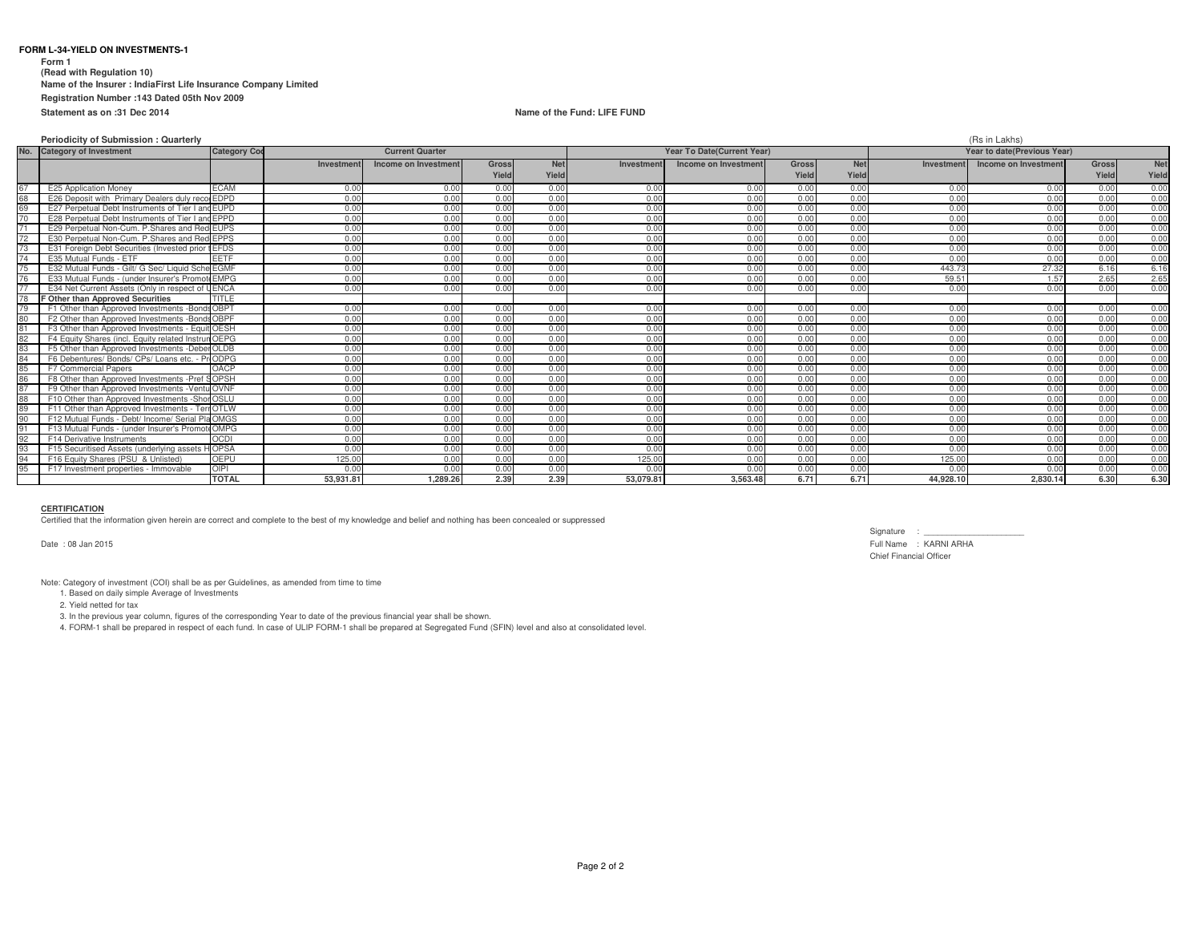**FORM L-34-YIELD ON INVESTMENTS-1**

**Form 1**

**(Read with Regulation 10)**

**Name of the Insurer : IndiaFirst Life Insurance Company Limited**

**Registration Number :143 Dated 05th Nov 2009**

**Statement as on :31 Dec 2014**

**Name of the Fund: LIFE FUND**

**Periodicity of Submission : Quarterly**

(Rs in Lakhs)

| No. | Category of Investment | Category Co | Current Quarter | | | | Year To Date(Current Year) | | | | Year to date(Previous Year) | | | |
|---|---|---|---|---|---|---|---|---|---|---|---|---|---|---|
| | | | Investment | Income on Investment | Gross Yield | Net Yield | Investment | Income on Investment | Gross Yield | Net Yield | Investment | Income on Investment | Gross Yield | Net Yield |
| 67 | E25 Application Money | ECAM | 0.00 | 0.00 | 0.00 | 0.00 | 0.00 | 0.00 | 0.00 | 0.00 | 0.00 | 0.00 | 0.00 | 0.00 |
| 68 | E26 Deposit with Primary Dealers duly reco | EDPD | 0.00 | 0.00 | 0.00 | 0.00 | 0.00 | 0.00 | 0.00 | 0.00 | 0.00 | 0.00 | 0.00 | 0.00 |
| 69 | E27 Perpetual Debt Instruments of Tier I and | EUPD | 0.00 | 0.00 | 0.00 | 0.00 | 0.00 | 0.00 | 0.00 | 0.00 | 0.00 | 0.00 | 0.00 | 0.00 |
| 70 | E28 Perpetual Debt Instruments of Tier I and | EPPD | 0.00 | 0.00 | 0.00 | 0.00 | 0.00 | 0.00 | 0.00 | 0.00 | 0.00 | 0.00 | 0.00 | 0.00 |
| 71 | E29 Perpetual Non-Cum. P.Shares and Red | EUPS | 0.00 | 0.00 | 0.00 | 0.00 | 0.00 | 0.00 | 0.00 | 0.00 | 0.00 | 0.00 | 0.00 | 0.00 |
| 72 | E30 Perpetual Non-Cum. P.Shares and Red | EPPS | 0.00 | 0.00 | 0.00 | 0.00 | 0.00 | 0.00 | 0.00 | 0.00 | 0.00 | 0.00 | 0.00 | 0.00 |
| 73 | E31 Foreign Debt Securities (Invested prior t | EFDS | 0.00 | 0.00 | 0.00 | 0.00 | 0.00 | 0.00 | 0.00 | 0.00 | 0.00 | 0.00 | 0.00 | 0.00 |
| 74 | E35 Mutual Funds - ETF | EETF | 0.00 | 0.00 | 0.00 | 0.00 | 0.00 | 0.00 | 0.00 | 0.00 | 0.00 | 0.00 | 0.00 | 0.00 |
| 75 | E32 Mutual Funds - Gilt/ G Sec/ Liquid Sche | EGMF | 0.00 | 0.00 | 0.00 | 0.00 | 0.00 | 0.00 | 0.00 | 0.00 | 443.73 | 27.32 | 6.16 | 6.16 |
| 76 | E33 Mutual Funds - (under Insurer's Promote | EMPG | 0.00 | 0.00 | 0.00 | 0.00 | 0.00 | 0.00 | 0.00 | 0.00 | 59.51 | 1.57 | 2.65 | 2.65 |
| 77 | E34 Net Current Assets (Only in respect of U | ENCA | 0.00 | 0.00 | 0.00 | 0.00 | 0.00 | 0.00 | 0.00 | 0.00 | 0.00 | 0.00 | 0.00 | 0.00 |
| 78 | **F Other than Approved Securities** | TITLE | | | | | | | | | | | | |
| 79 | F1 Other than Approved Investments -Bonds | OBPT | 0.00 | 0.00 | 0.00 | 0.00 | 0.00 | 0.00 | 0.00 | 0.00 | 0.00 | 0.00 | 0.00 | 0.00 |
| 80 | F2 Other than Approved Investments -Bonds | OBPF | 0.00 | 0.00 | 0.00 | 0.00 | 0.00 | 0.00 | 0.00 | 0.00 | 0.00 | 0.00 | 0.00 | 0.00 |
| 81 | F3 Other than Approved Investments - Equit | OESH | 0.00 | 0.00 | 0.00 | 0.00 | 0.00 | 0.00 | 0.00 | 0.00 | 0.00 | 0.00 | 0.00 | 0.00 |
| 82 | F4 Equity Shares (incl. Equity related Instrum | OEPG | 0.00 | 0.00 | 0.00 | 0.00 | 0.00 | 0.00 | 0.00 | 0.00 | 0.00 | 0.00 | 0.00 | 0.00 |
| 83 | F5 Other than Approved Investments -Deber | OLDB | 0.00 | 0.00 | 0.00 | 0.00 | 0.00 | 0.00 | 0.00 | 0.00 | 0.00 | 0.00 | 0.00 | 0.00 |
| 84 | F6 Debentures/ Bonds/ CPs/ Loans etc. - Pr | ODPG | 0.00 | 0.00 | 0.00 | 0.00 | 0.00 | 0.00 | 0.00 | 0.00 | 0.00 | 0.00 | 0.00 | 0.00 |
| 85 | F7 Commercial Papers | OACP | 0.00 | 0.00 | 0.00 | 0.00 | 0.00 | 0.00 | 0.00 | 0.00 | 0.00 | 0.00 | 0.00 | 0.00 |
| 86 | F8 Other than Approved Investments -Pref S | OPSH | 0.00 | 0.00 | 0.00 | 0.00 | 0.00 | 0.00 | 0.00 | 0.00 | 0.00 | 0.00 | 0.00 | 0.00 |
| 87 | F9 Other than Approved Investments -Ventu | OVNF | 0.00 | 0.00 | 0.00 | 0.00 | 0.00 | 0.00 | 0.00 | 0.00 | 0.00 | 0.00 | 0.00 | 0.00 |
| 88 | F10 Other than Approved Investments -Shor | OSLU | 0.00 | 0.00 | 0.00 | 0.00 | 0.00 | 0.00 | 0.00 | 0.00 | 0.00 | 0.00 | 0.00 | 0.00 |
| 89 | F11 Other than Approved Investments - Terr | OTLW | 0.00 | 0.00 | 0.00 | 0.00 | 0.00 | 0.00 | 0.00 | 0.00 | 0.00 | 0.00 | 0.00 | 0.00 |
| 90 | F12 Mutual Funds - Debt/ Income/ Serial Pla | OMGS | 0.00 | 0.00 | 0.00 | 0.00 | 0.00 | 0.00 | 0.00 | 0.00 | 0.00 | 0.00 | 0.00 | 0.00 |
| 91 | F13 Mutual Funds - (under Insurer's Promote | OMPG | 0.00 | 0.00 | 0.00 | 0.00 | 0.00 | 0.00 | 0.00 | 0.00 | 0.00 | 0.00 | 0.00 | 0.00 |
| 92 | F14 Derivative Instruments | OCDI | 0.00 | 0.00 | 0.00 | 0.00 | 0.00 | 0.00 | 0.00 | 0.00 | 0.00 | 0.00 | 0.00 | 0.00 |
| 93 | F15 Securitised Assets (underlying assets H | OPSA | 0.00 | 0.00 | 0.00 | 0.00 | 0.00 | 0.00 | 0.00 | 0.00 | 0.00 | 0.00 | 0.00 | 0.00 |
| 94 | F16 Equity Shares (PSU & Unlisted) | OEPU | 125.00 | 0.00 | 0.00 | 0.00 | 125.00 | 0.00 | 0.00 | 0.00 | 125.00 | 0.00 | 0.00 | 0.00 |
| 95 | F17 Investment properties - Immovable | OIPI | 0.00 | 0.00 | 0.00 | 0.00 | 0.00 | 0.00 | 0.00 | 0.00 | 0.00 | 0.00 | 0.00 | 0.00 |
| | | **TOTAL** | **53,931.81** | **1,289.26** | **2.39** | **2.39** | **53,079.81** | **3,563.48** | **6.71** | **6.71** | **44,928.10** | **2,830.14** | **6.30** | **6.30** |

**CERTIFICATION**

Certified that the information given herein are correct and complete to the best of my knowledge and belief and nothing has been concealed or suppressed

Signature : ____________________

Date : 08 Jan 2015

Full Name : KARNI ARHA

Chief Financial Officer

Note: Category of investment (COI) shall be as per Guidelines, as amended from time to time

1. Based on daily simple Average of Investments
2. Yield netted for tax
3. In the previous year column, figures of the corresponding Year to date of the previous financial year shall be shown.
4. FORM-1 shall be prepared in respect of each fund. In case of ULIP FORM-1 shall be prepared at Segregated Fund (SFIN) level and also at consolidated level.